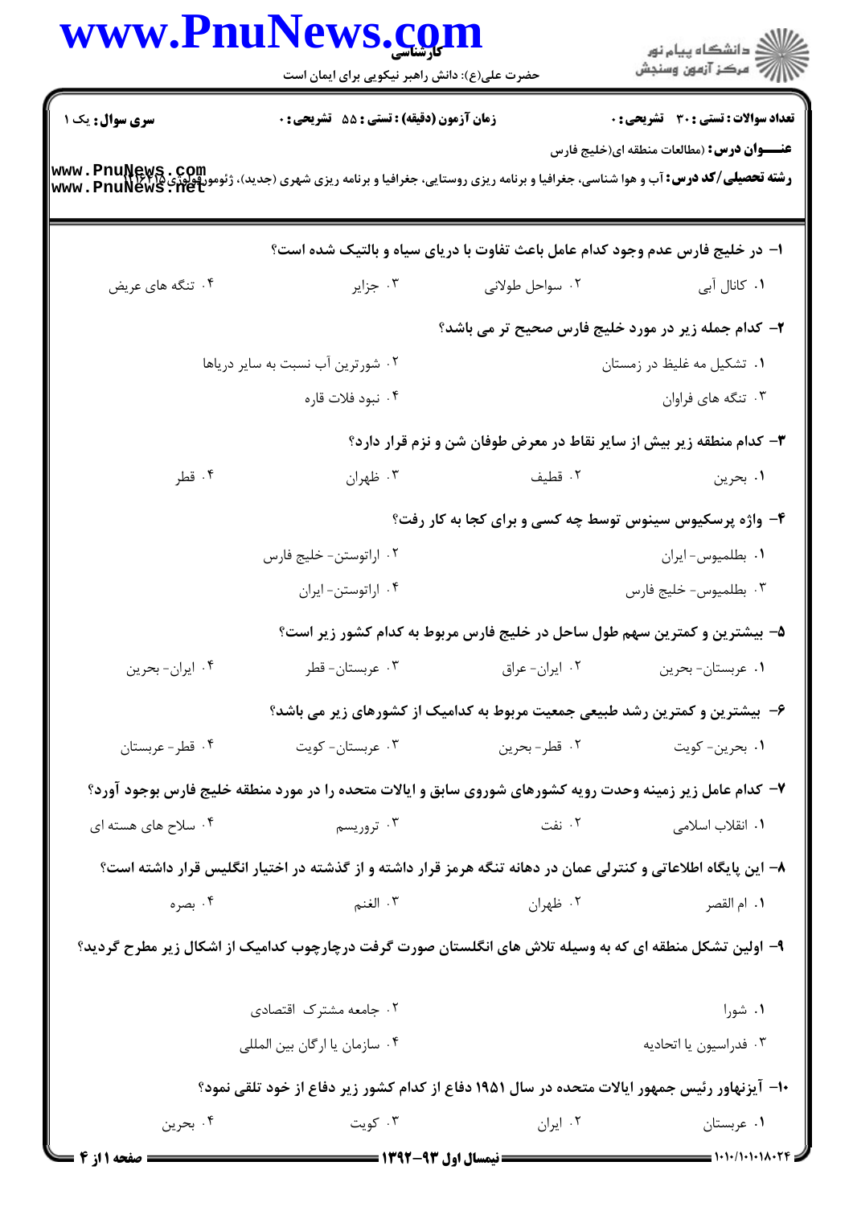**سری سوال:** یک ۱

**زمان آزمون (دقیقه) : تستی : ۵۵ تشریحی : ۰**

**تعداد سوالات : تستی : ۳۰ تشریحی : ۰**

**عنـــوان درس:** (مطالعات منطقه ای(خلیج فارس

**رشته تحصیلی/کد درس:** آب و هوا شناسی، جغرافیا و برنامه ریزی روستایی، جغرافیا و برنامه ریزی شهری (جدید)، ژئومورفولوژی ۱۲۱۶۲۱۵

۱- در خلیج فارس عدم وجود کدام عامل باعث تفاوت با دریای سیاه و بالتیک شده است؟

۱. کانال آبی
۲. سواحل طولانی
۳. جزایر
۴. تنگه های عریض

۲- کدام جمله زیر در مورد خلیج فارس صحیح تر می باشد؟

۱. تشکیل مه غلیظ در زمستان
۲. شورترین آب نسبت به سایر دریاها
۳. تنگه های فراوان
۴. نبود فلات قاره

۳- کدام منطقه زیر بیش از سایر نقاط در معرض طوفان شن و نزم قرار دارد؟

۱. بحرین
۲. قطیف
۳. ظهران
۴. قطر

۴- واژه پرسکیوس سینوس توسط چه کسی و برای کجا به کار رفت؟

۱. بطلمیوس- ایران
۲. اراتوستن- خلیج فارس
۳. بطلمیوس- خلیج فارس
۴. اراتوستن- ایران

۵- بیشترین و کمترین سهم طول ساحل در خلیج فارس مربوط به کدام کشور زیر است؟

۱. عربستان- بحرین
۲. ایران- عراق
۳. عربستان- قطر
۴. ایران- بحرین

۶- بیشترین و کمترین رشد طبیعی جمعیت مربوط به کدامیک از کشورهای زیر می باشد؟

۱. بحرین- کویت
۲. قطر- بحرین
۳. عربستان- کویت
۴. قطر- عربستان

۷- کدام عامل زیر زمینه وحدت رویه کشورهای شوروی سابق و ایالات متحده را در مورد منطقه خلیج فارس بوجود آورد؟

۱. انقلاب اسلامی
۲. نفت
۳. تروریسم
۴. سلاح های هسته ای

۸- این پایگاه اطلاعاتی و کنترلی عمان در دهانه تنگه هرمز قرار داشته و از گذشته در اختیار انگلیس قرار داشته است؟

۱. ام القصر
۲. ظهران
۳. الغنم
۴. بصره

۹- اولین تشکل منطقه ای که به وسیله تلاش های انگلستان صورت گرفت درچارچوب کدامیک از اشکال زیر مطرح گردید؟

۱. شورا
۲. جامعه مشترک اقتصادی
۳. فدراسیون یا اتحادیه
۴. سازمان یا ارگان بین المللی

۱۰- آیزنهاور رئیس جمهور ایالات متحده در سال ۱۹۵۱ دفاع از کدام کشور زیر دفاع از خود تلقی نمود؟

۱. عربستان
۲. ایران
۳. کویت
۴. بحرین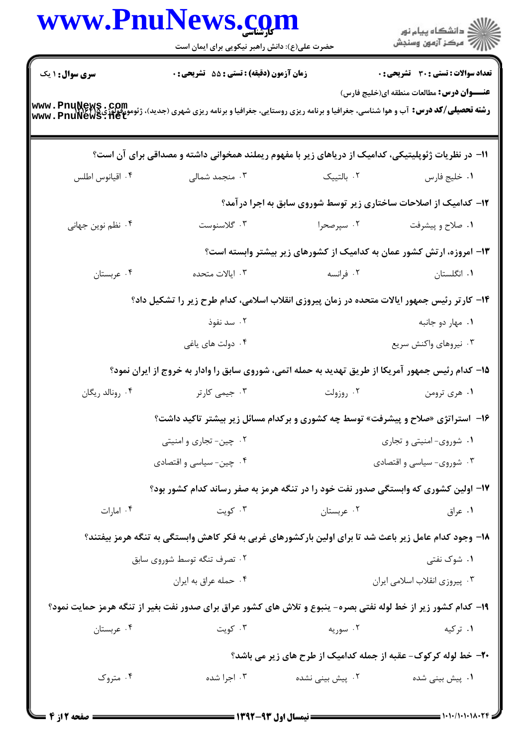سری سوال: ۱ یک | زمان آزمون (دقیقه): تستی: ۵۵ تشریحی: ۰ | تعداد سوالات: تستی: ۳۰ تشریحی: ۰

**عنـــوان درس:** مطالعات منطقه ای(خلیج فارس)

**رشته تحصیلی/کد درس:** آب و هوا شناسی، جغرافیا و برنامه ریزی روستایی، جغرافیا و برنامه ریزی شهری (جدید)، ژئومورفولوژی۱۲۱۶۲۱۵

**۱۱- در نظریات ژئوپلیتیکی، کدامیک از دریاهای زیر با مفهوم ریملند همخوانی داشته و مصداقی برای آن است؟**

۱. خلیج فارس &nbsp;&nbsp; ۲. بالتیک &nbsp;&nbsp; ۳. منجمد شمالی &nbsp;&nbsp; ۴. اقیانوس اطلس

**۱۲- کدامیک از اصلاحات ساختاری زیر توسط شوروی سابق به اجرا درآمد؟**

۱. صلاح و پیشرفت &nbsp;&nbsp; ۲. سپرصحرا &nbsp;&nbsp; ۳. گلاسنوست &nbsp;&nbsp; ۴. نظم نوین جهانی

**۱۳- امروزه، ارتش کشور عمان به کدامیک از کشورهای زیر بیشتر وابسته است؟**

۱. انگلستان &nbsp;&nbsp; ۲. فرانسه &nbsp;&nbsp; ۳. ایالات متحده &nbsp;&nbsp; ۴. عربستان

**۱۴- کارتر رئیس جمهور ایالات متحده در زمان پیروزی انقلاب اسلامی، کدام طرح زیر را تشکیل داد؟**

۱. مهار دو جانبه &nbsp;&nbsp; ۲. سد نفوذ

۳. نیروهای واکنش سریع &nbsp;&nbsp; ۴. دولت های یاغی

**۱۵- کدام رئیس جمهور آمریکا از طریق تهدید به حمله اتمی، شوروی سابق را وادار به خروج از ایران نمود؟**

۱. هری ترومن &nbsp;&nbsp; ۲. روزولت &nbsp;&nbsp; ۳. جیمی کارتر &nbsp;&nbsp; ۴. رونالد ریگان

**۱۶- استراتژی «صلاح و پیشرفت» توسط چه کشوری و برکدام مسائل زیر بیشتر تاکید داشت؟**

۱. شوروی- امنیتی و تجاری &nbsp;&nbsp; ۲. چین- تجاری و امنیتی

۳. شوروی- سیاسی و اقتصادی &nbsp;&nbsp; ۴. چین- سیاسی و اقتصادی

**۱۷- اولین کشوری که وابستگی صدور نفت خود را در تنگه هرمز به صفر رساند کدام کشور بود؟**

۱. عراق &nbsp;&nbsp; ۲. عربستان &nbsp;&nbsp; ۳. کویت &nbsp;&nbsp; ۴. امارات

**۱۸- وجود کدام عامل زیر باعث شد تا برای اولین بارکشورهای غربی به فکر کاهش وابستگی به تنگه هرمز بیفتند؟**

۱. شوک نفتی &nbsp;&nbsp; ۲. تصرف تنگه توسط شوروی سابق

۳. پیروزی انقلاب اسلامی ایران &nbsp;&nbsp; ۴. حمله عراق به ایران

**۱۹- کدام کشور زیر از خط لوله نفتی بصره- ینبوع و تلاش های کشور عراق برای صدور نفت بغیر از تنگه هرمز حمایت نمود؟**

۱. ترکیه &nbsp;&nbsp; ۲. سوریه &nbsp;&nbsp; ۳. کویت &nbsp;&nbsp; ۴. عربستان

**۲۰- خط لوله کرکوک- عقبه از جمله کدامیک از طرح های زیر می باشد؟**

۱. پیش بینی شده &nbsp;&nbsp; ۲. پیش بینی نشده &nbsp;&nbsp; ۳. اجرا شده &nbsp;&nbsp; ۴. متروک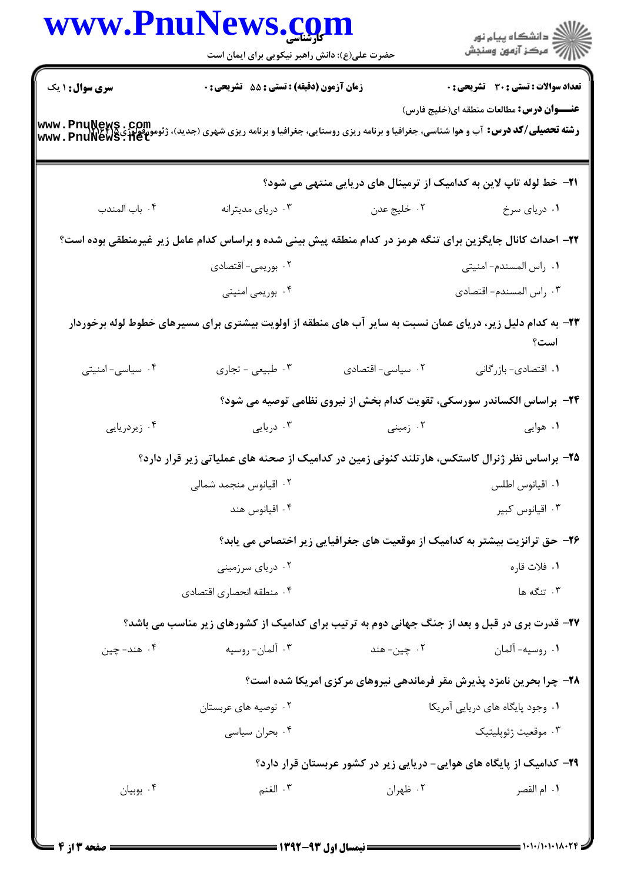**سری سوال:** ۱ یک

**زمان آزمون (دقیقه) : تستی :** ۵۵ **تشریحی :** ۰

**تعداد سوالات : تستی :** ۳۰ **تشریحی :** ۰

**عنـــوان درس:** مطالعات منطقه ای(خلیج فارس)

**رشته تحصیلی/کد درس:** آب و هوا شناسی، جغرافیا و برنامه ریزی روستایی، جغرافیا و برنامه ریزی شهری (جدید)، ژئومورفولوژی ۱۲۱۶۲۱۵

---

**۲۱- خط لوله تاپ لاین به کدامیک از ترمینال های دریایی منتهی می شود؟**

۱. دریای سرخ
۲. خلیج عدن
۳. دریای مدیترانه
۴. باب المندب

**۲۲- احداث کانال جایگزین برای تنگه هرمز در کدام منطقه پیش بینی شده و براساس کدام عامل زیر غیرمنطقی بوده است؟**

۱. راس المسندم- امنیتی
۲. بوریمی- اقتصادی
۳. راس المسندم- اقتصادی
۴. بوریمی امنیتی

**۲۳- به کدام دلیل زیر، دریای عمان نسبت به سایر آب های منطقه از اولویت بیشتری برای مسیرهای خطوط لوله برخوردار است؟**

۱. اقتصادی- بازرگانی
۲. سیاسی- اقتصادی
۳. طبیعی - تجاری
۴. سیاسی- امنیتی

**۲۴- براساس الکساندر سورسکی، تقویت کدام بخش از نیروی نظامی توصیه می شود؟**

۱. هوایی
۲. زمینی
۳. دریایی
۴. زیردریایی

**۲۵- براساس نظر ژنرال کاستکس، هارتلند کنونی زمین در کدامیک از صحنه های عملیاتی زیر قرار دارد؟**

۱. اقیانوس اطلس
۲. اقیانوس منجمد شمالی
۳. اقیانوس کبیر
۴. اقیانوس هند

**۲۶- حق ترانزیت بیشتر به کدامیک از موقعیت های جغرافیایی زیر اختصاص می یابد؟**

۱. فلات قاره
۲. دریای سرزمینی
۳. تنگه ها
۴. منطقه انحصاری اقتصادی

**۲۷- قدرت بری در قبل و بعد از جنگ جهانی دوم به ترتیب برای کدامیک از کشورهای زیر مناسب می باشد؟**

۱. روسیه- آلمان
۲. چین- هند
۳. آلمان- روسیه
۴. هند- چین

**۲۸- چرا بحرین نامزد پذیرش مقر فرماندهی نیروهای مرکزی امریکا شده است؟**

۱. وجود پایگاه های دریایی آمریکا
۲. توصیه های عربستان
۳. موقعیت ژئوپلیتیک
۴. بحران سیاسی

**۲۹- کدامیک از پایگاه های هوایی- دریایی زیر در کشور عربستان قرار دارد؟**

۱. ام القصر
۲. ظهران
۳. الغنم
۴. بوبیان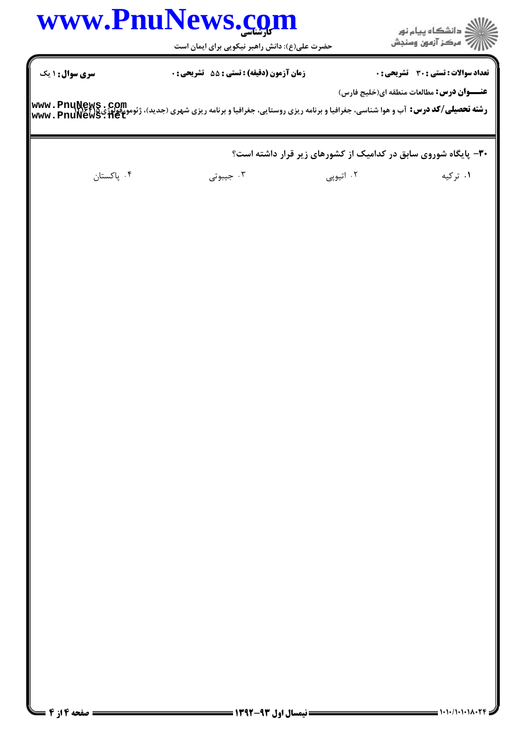**سری سوال:** ۱ یک | **زمان آزمون (دقیقه) : تستی :** ۵۵ **تشریحی :** ۰ | **تعداد سوالات : تستی :** ۳۰ **تشریحی :** ۰

**عنـــوان درس:** مطالعات منطقه ای(خلیج فارس)

**رشته تحصیلی/کد درس:** آب و هوا شناسی، جغرافیا و برنامه ریزی روستایی، جغرافیا و برنامه ریزی شهری (جدید)، ژئومورفولوژی ۱۲۱۶۴۱۵

**۳۰- پایگاه شوروی سابق در کدامیک از کشورهای زیر قرار داشته است؟**

۱. ترکیه

۲. اتیوپی

۳. جیبوتی

۴. پاکستان